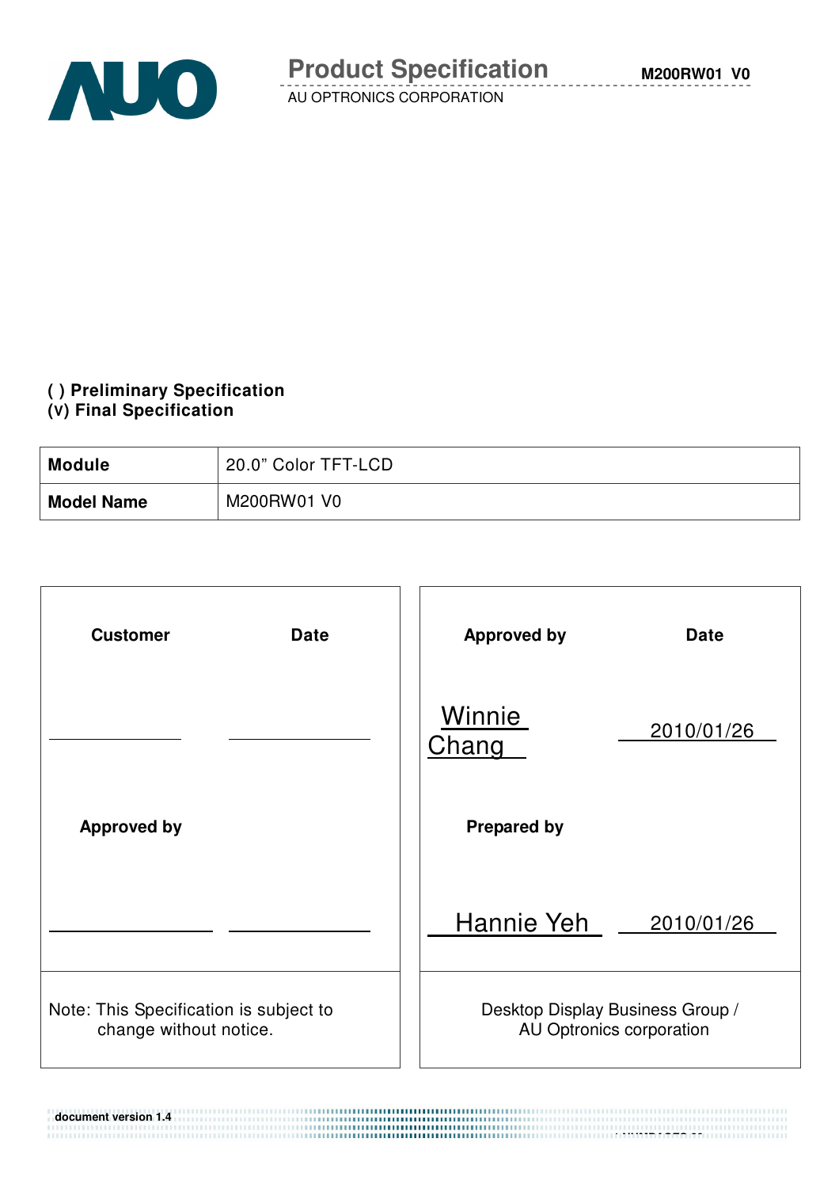# Product Specification

AU OPTRONICS CORPORATION

M200RW01 V0

( ) Preliminary Specification
(V) Final Specification

| **Module** | 20.0" Color TFT-LCD |
| --- | --- |
| **Model Name** | M200RW01 V0 |

| **Customer** | **Date** | **Approved by** | **Date** |
| --- | --- | --- | --- |
| | | Winnie Chang | 2010/01/26 |
| **Approved by** | | **Prepared by** | |
| | | Hannie Yeh | 2010/01/26 |
| Note: This Specification is subject to change without notice. | | Desktop Display Business Group / AU Optronics corporation | |

document version 1.4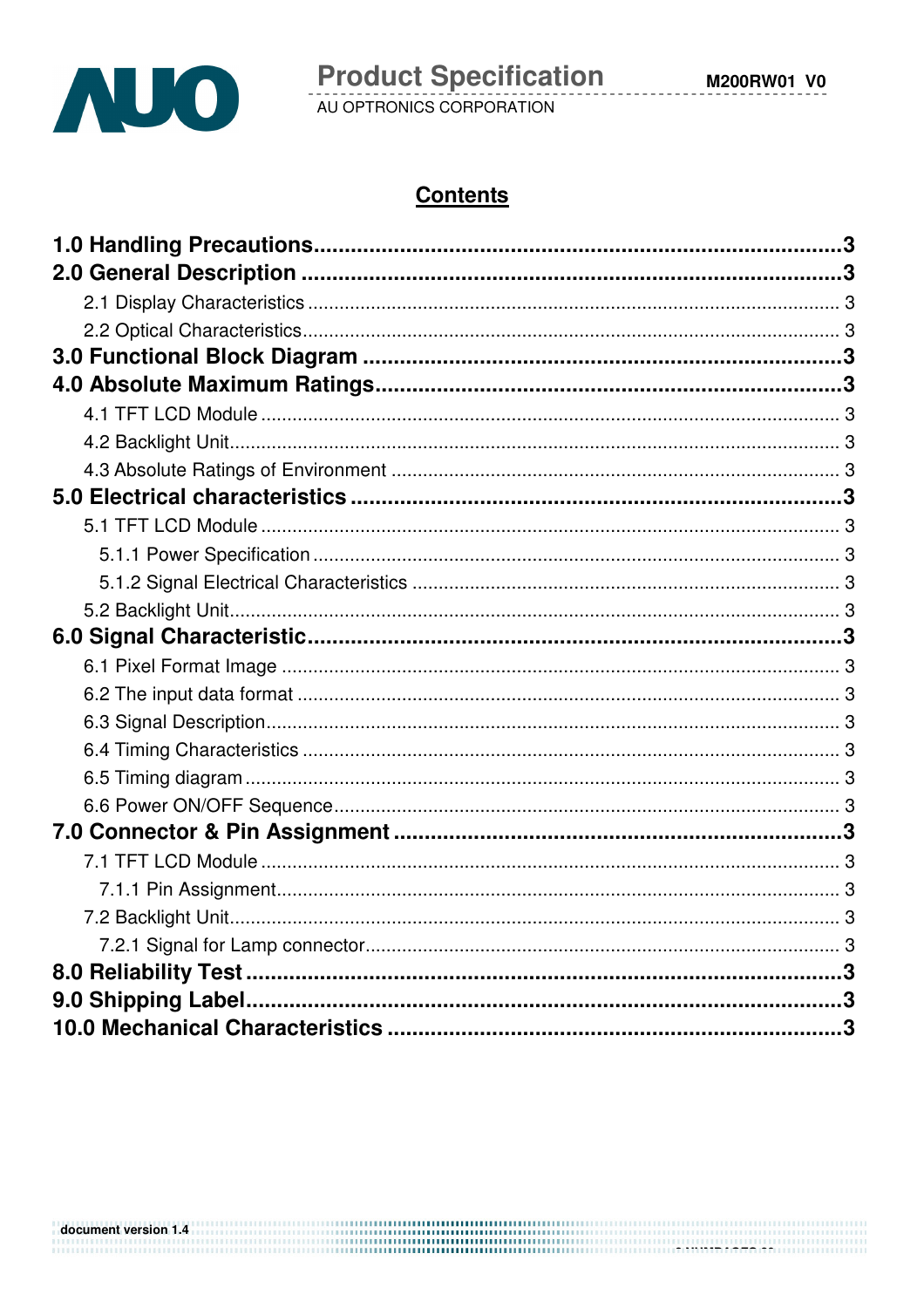# Contents

**1.0 Handling Precautions....................................................................................3**

**2.0 General Description ......................................................................................3**

2.1 Display Characteristics .................................................................................... 3

2.2 Optical Characteristics..................................................................................... 3

**3.0 Functional Block Diagram ............................................................................3**

**4.0 Absolute Maximum Ratings..........................................................................3**

4.1 TFT LCD Module ............................................................................................. 3

4.2 Backlight Unit................................................................................................... 3

4.3 Absolute Ratings of Environment .................................................................... 3

**5.0 Electrical characteristics ..............................................................................3**

5.1 TFT LCD Module ............................................................................................. 3

5.1.1 Power Specification .................................................................................... 3

5.1.2 Signal Electrical Characteristics ................................................................. 3

5.2 Backlight Unit................................................................................................... 3

**6.0 Signal Characteristic.....................................................................................3**

6.1 Pixel Format Image .......................................................................................... 3

6.2 The input data format ...................................................................................... 3

6.3 Signal Description............................................................................................ 3

6.4 Timing Characteristics ..................................................................................... 3

6.5 Timing diagram ................................................................................................ 3

6.6 Power ON/OFF Sequence................................................................................ 3

**7.0 Connector & Pin Assignment .......................................................................3**

7.1 TFT LCD Module ............................................................................................. 3

7.1.1 Pin Assignment........................................................................................... 3

7.2 Backlight Unit................................................................................................... 3

7.2.1 Signal for Lamp connector.......................................................................... 3

**8.0 Reliability Test ...............................................................................................3**

**9.0 Shipping Label................................................................................................3**

**10.0 Mechanical Characteristics ........................................................................3**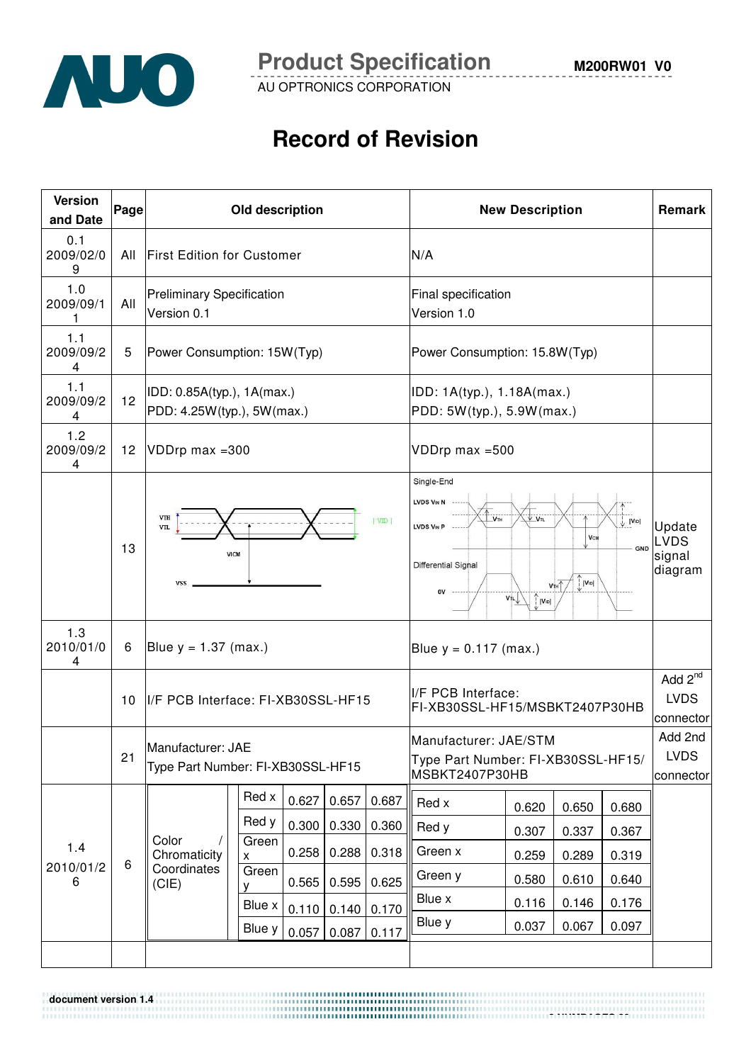# Record of Revision

| Version and Date | Page | Old description | New Description | Remark |
|---|---|---|---|---|
| 0.1 2009/02/09 | All | First Edition for Customer | N/A | |
| 1.0 2009/09/11 | All | Preliminary Specification Version 0.1 | Final specification Version 1.0 | |
| 1.1 2009/09/24 | 5 | Power Consumption: 15W(Typ) | Power Consumption: 15.8W(Typ) | |
| 1.1 2009/09/24 | 12 | IDD: 0.85A(typ.), 1A(max.) PDD: 4.25W(typ.), 5W(max.) | IDD: 1A(typ.), 1.18A(max.) PDD: 5W(typ.), 5.9W(max.) | |
| 1.2 2009/09/24 | 12 | VDDrp max =300 | VDDrp max =500 | |
| | 13 | VTH, VTL, \|VID\|, VICM, VSS | Single-End: LVDS VIN N, LVDS VIN P, VTH, VTL, \|VID\|, VCM, GND; Differential Signal: 0V, VTH, VTL, \|VID\| | Update LVDS signal diagram |
| 1.3 2010/01/04 | 6 | Blue y = 1.37 (max.) | Blue y = 0.117 (max.) | |
| | 10 | I/F PCB Interface: FI-XB30SSL-HF15 | I/F PCB Interface: FI-XB30SSL-HF15/MSBKT2407P30HB | Add 2nd LVDS connector |
| | 21 | Manufacturer: JAE Type Part Number: FI-XB30SSL-HF15 | Manufacturer: JAE/STM Type Part Number: FI-XB30SSL-HF15/ MSBKT2407P30HB | Add 2nd LVDS connector |
| 1.4 2010/01/26 | 6 | Color / Chromaticity Coordinates (CIE): Red x 0.627 / 0.657 / 0.687; Red y 0.300 / 0.330 / 0.360; Green x 0.258 / 0.288 / 0.318; Green y 0.565 / 0.595 / 0.625; Blue x 0.110 / 0.140 / 0.170; Blue y 0.057 / 0.087 / 0.117 | Red x 0.620 / 0.650 / 0.680; Red y 0.307 / 0.337 / 0.367; Green x 0.259 / 0.289 / 0.319; Green y 0.580 / 0.610 / 0.640; Blue x 0.116 / 0.146 / 0.176; Blue y 0.037 / 0.067 / 0.097 | |
| | | | | |

document version 1.4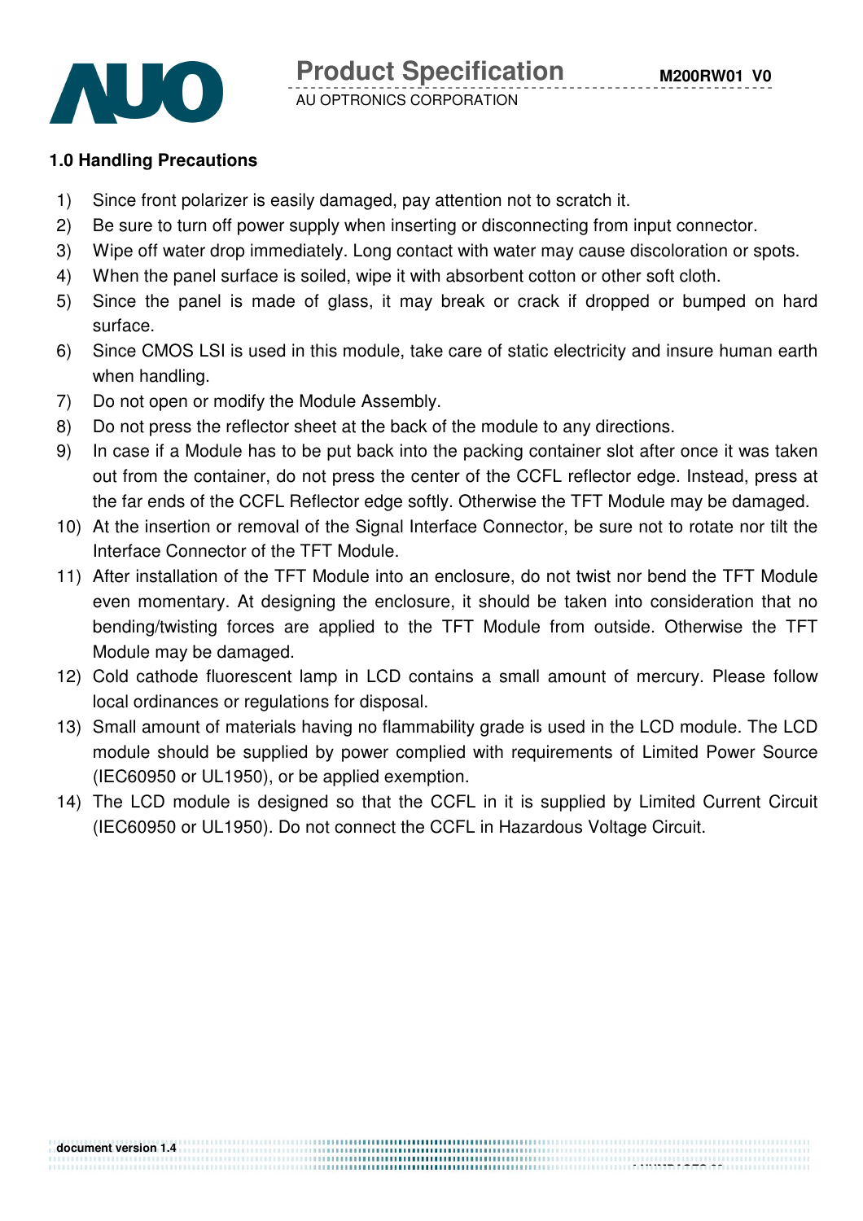## 1.0 Handling Precautions

1) Since front polarizer is easily damaged, pay attention not to scratch it.
2) Be sure to turn off power supply when inserting or disconnecting from input connector.
3) Wipe off water drop immediately. Long contact with water may cause discoloration or spots.
4) When the panel surface is soiled, wipe it with absorbent cotton or other soft cloth.
5) Since the panel is made of glass, it may break or crack if dropped or bumped on hard surface.
6) Since CMOS LSI is used in this module, take care of static electricity and insure human earth when handling.
7) Do not open or modify the Module Assembly.
8) Do not press the reflector sheet at the back of the module to any directions.
9) In case if a Module has to be put back into the packing container slot after once it was taken out from the container, do not press the center of the CCFL reflector edge. Instead, press at the far ends of the CCFL Reflector edge softly. Otherwise the TFT Module may be damaged.
10) At the insertion or removal of the Signal Interface Connector, be sure not to rotate nor tilt the Interface Connector of the TFT Module.
11) After installation of the TFT Module into an enclosure, do not twist nor bend the TFT Module even momentary. At designing the enclosure, it should be taken into consideration that no bending/twisting forces are applied to the TFT Module from outside. Otherwise the TFT Module may be damaged.
12) Cold cathode fluorescent lamp in LCD contains a small amount of mercury. Please follow local ordinances or regulations for disposal.
13) Small amount of materials having no flammability grade is used in the LCD module. The LCD module should be supplied by power complied with requirements of Limited Power Source (IEC60950 or UL1950), or be applied exemption.
14) The LCD module is designed so that the CCFL in it is supplied by Limited Current Circuit (IEC60950 or UL1950). Do not connect the CCFL in Hazardous Voltage Circuit.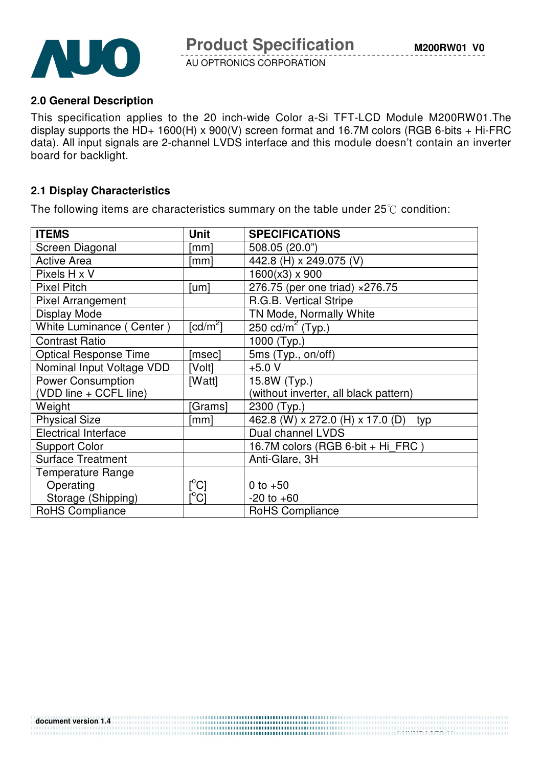## 2.0 General Description

This specification applies to the 20 inch-wide Color a-Si TFT-LCD Module M200RW01.The display supports the HD+ 1600(H) x 900(V) screen format and 16.7M colors (RGB 6-bits + Hi-FRC data). All input signals are 2-channel LVDS interface and this module doesn't contain an inverter board for backlight.

## 2.1 Display Characteristics

The following items are characteristics summary on the table under 25℃ condition:

| ITEMS | Unit | SPECIFICATIONS |
|---|---|---|
| Screen Diagonal | [mm] | 508.05 (20.0") |
| Active Area | [mm] | 442.8 (H) x 249.075 (V) |
| Pixels H x V | | 1600(x3) x 900 |
| Pixel Pitch | [um] | 276.75 (per one triad) ×276.75 |
| Pixel Arrangement | | R.G.B. Vertical Stripe |
| Display Mode | | TN Mode, Normally White |
| White Luminance ( Center ) | [cd/m$^2$] | 250 cd/m$^2$ (Typ.) |
| Contrast Ratio | | 1000 (Typ.) |
| Optical Response Time | [msec] | 5ms (Typ., on/off) |
| Nominal Input Voltage VDD | [Volt] | +5.0 V |
| Power Consumption<br>(VDD line + CCFL line) | [Watt] | 15.8W (Typ.)<br>(without inverter, all black pattern) |
| Weight | [Grams] | 2300 (Typ.) |
| Physical Size | [mm] | 462.8 (W) x 272.0 (H) x 17.0 (D) typ |
| Electrical Interface | | Dual channel LVDS |
| Support Color | | 16.7M colors (RGB 6-bit + Hi_FRC ) |
| Surface Treatment | | Anti-Glare, 3H |
| Temperature Range<br>Operating<br>Storage (Shipping) | <br>[$^o$C]<br>[$^o$C] | <br>0 to +50<br>-20 to +60 |
| RoHS Compliance | | RoHS Compliance |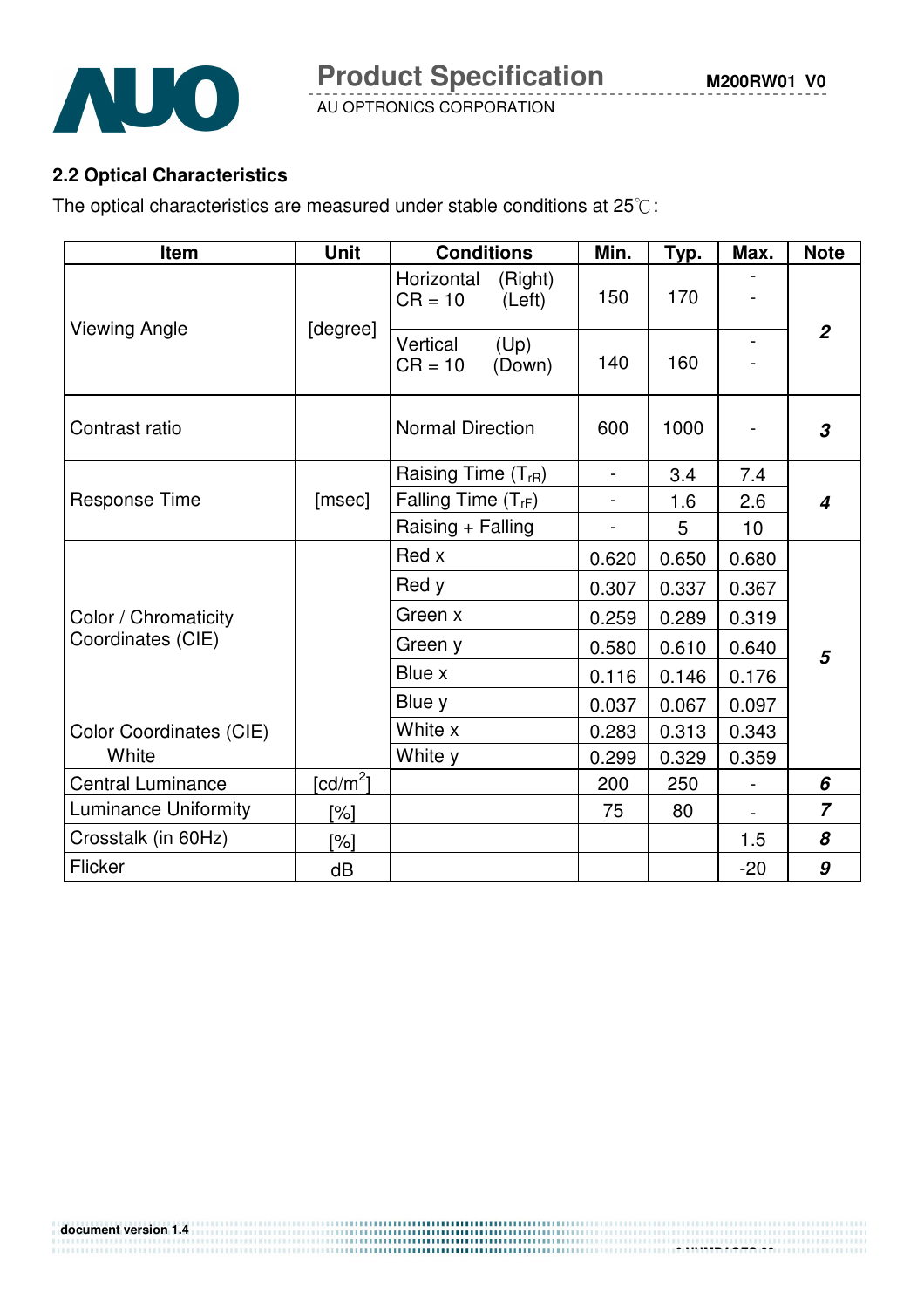## 2.2 Optical Characteristics

The optical characteristics are measured under stable conditions at 25℃:

| Item | Unit | Conditions | Min. | Typ. | Max. | Note |
|---|---|---|---|---|---|---|
| Viewing Angle | [degree] | Horizontal (Right) CR = 10 (Left) | 150 | 170 | - - | 2 |
| | | Vertical (Up) CR = 10 (Down) | 140 | 160 | - - | |
| Contrast ratio | | Normal Direction | 600 | 1000 | - | 3 |
| Response Time | [msec] | Raising Time ($T_{rR}$) | - | 3.4 | 7.4 | 4 |
| | | Falling Time ($T_{rF}$) | - | 1.6 | 2.6 | |
| | | Raising + Falling | - | 5 | 10 | |
| Color / Chromaticity Coordinates (CIE) | | Red x | 0.620 | 0.650 | 0.680 | 5 |
| | | Red y | 0.307 | 0.337 | 0.367 | |
| | | Green x | 0.259 | 0.289 | 0.319 | |
| | | Green y | 0.580 | 0.610 | 0.640 | |
| | | Blue x | 0.116 | 0.146 | 0.176 | |
| | | Blue y | 0.037 | 0.067 | 0.097 | |
| Color Coordinates (CIE) White | | White x | 0.283 | 0.313 | 0.343 | |
| | | White y | 0.299 | 0.329 | 0.359 | |
| Central Luminance | [cd/m$^2$] | | 200 | 250 | - | 6 |
| Luminance Uniformity | [%] | | 75 | 80 | - | 7 |
| Crosstalk (in 60Hz) | [%] | | | | 1.5 | 8 |
| Flicker | dB | | | | -20 | 9 |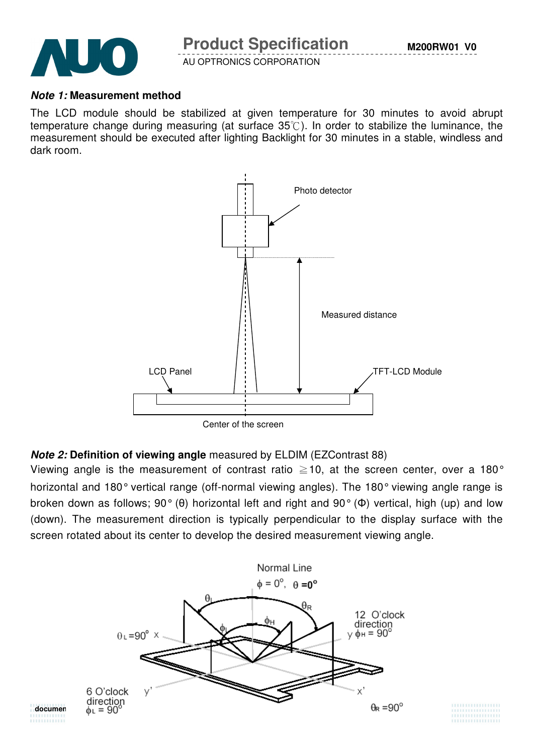***Note 1:*** **Measurement method**

The LCD module should be stabilized at given temperature for 30 minutes to avoid abrupt temperature change during measuring (at surface 35℃). In order to stabilize the luminance, the measurement should be executed after lighting Backlight for 30 minutes in a stable, windless and dark room.

Photo detector

Measured distance

LCD Panel

TFT-LCD Module

Center of the screen

***Note 2:*** **Definition of viewing angle** measured by ELDIM (EZContrast 88)

Viewing angle is the measurement of contrast ratio ≧10, at the screen center, over a 180° horizontal and 180° vertical range (off-normal viewing angles). The 180° viewing angle range is broken down as follows; 90° (θ) horizontal left and right and 90° (Φ) vertical, high (up) and low (down). The measurement direction is typically perpendicular to the display surface with the screen rotated about its center to develop the desired measurement viewing angle.

Normal Line

$\phi = 0°$, $\theta = 0°$

$\theta_L$ $\theta_R$ $\phi_H$ $\phi_L$

$\theta_L = 90°$ x

12 O'clock direction y $\phi_H = 90°$

6 O'clock direction y' $\phi_L = 90°$

x'

$\theta_R = 90°$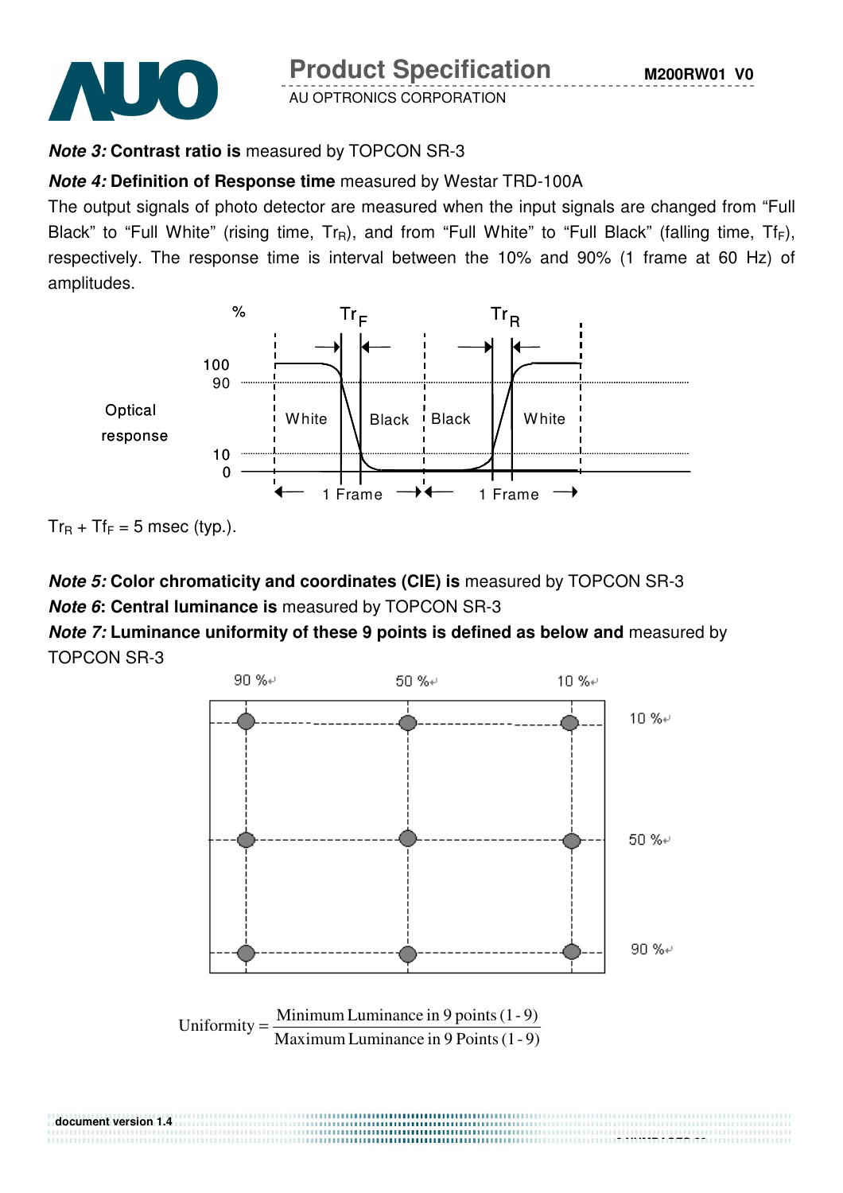***Note 3:*** **Contrast ratio is** measured by TOPCON SR-3

***Note 4:*** **Definition of Response time** measured by Westar TRD-100A

The output signals of photo detector are measured when the input signals are changed from "Full Black" to "Full White" (rising time, $Tr_R$), and from "Full White" to "Full Black" (falling time, $Tf_F$), respectively. The response time is interval between the 10% and 90% (1 frame at 60 Hz) of amplitudes.

$Tr_R + Tf_F$ = 5 msec (typ.).

***Note 5:*** **Color chromaticity and coordinates (CIE) is** measured by TOPCON SR-3

***Note 6*****: Central luminance is** measured by TOPCON SR-3

***Note 7:*** **Luminance uniformity of these 9 points is defined as below and** measured by TOPCON SR-3

$$\text{Uniformity} = \frac{\text{Minimum Luminance in 9 points (1 - 9)}}{\text{Maximum Luminance in 9 Points (1 - 9)}}$$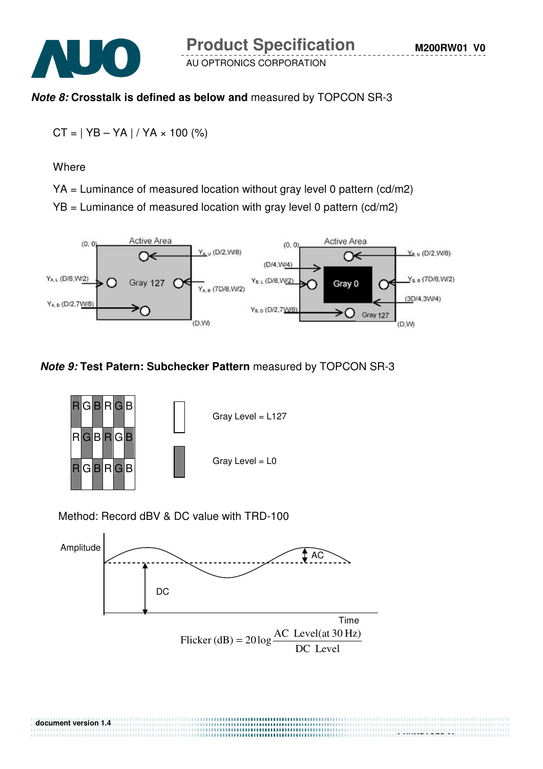***Note 8:*** **Crosstalk is defined as below and** measured by TOPCON SR-3

$$CT = | YB - YA | / YA \times 100\ (\%)$$

Where

YA = Luminance of measured location without gray level 0 pattern (cd/m2)

YB = Luminance of measured location with gray level 0 pattern (cd/m2)

***Note 9:*** **Test Patern: Subchecker Pattern** measured by TOPCON SR-3

Gray Level = L127

Gray Level = L0

Method: Record dBV & DC value with TRD-100

$$\text{Flicker (dB)} = 20\log\frac{\text{AC Level(at 30 Hz)}}{\text{DC Level}}$$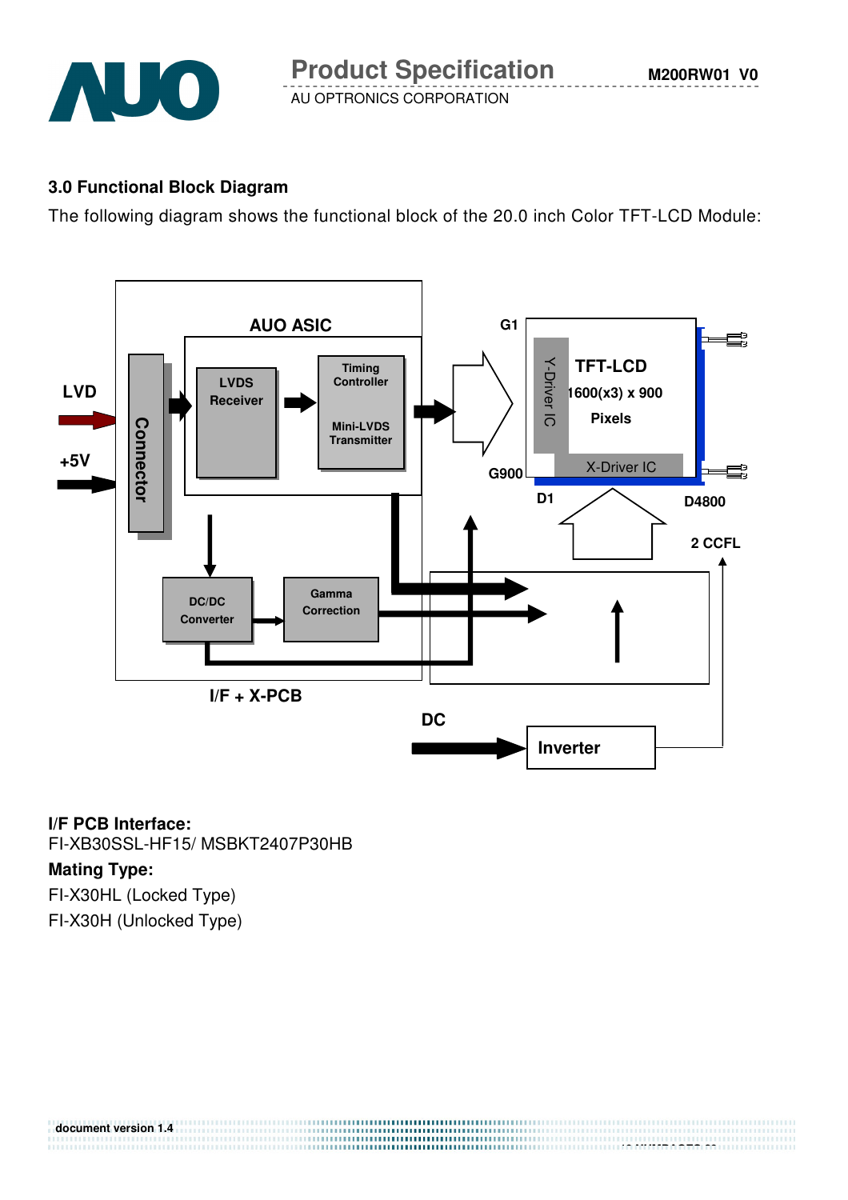## 3.0 Functional Block Diagram

The following diagram shows the functional block of the 20.0 inch Color TFT-LCD Module:

LVD
+5V
Connector
AUO ASIC
LVDS Receiver
Timing Controller
Mini-LVDS Transmitter
DC/DC Converter
Gamma Correction
I/F + X-PCB
G1
G900
Y-Driver IC
TFT-LCD
1600(x3) x 900
Pixels
X-Driver IC
D1
D4800
2 CCFL
DC
Inverter

**I/F PCB Interface:**
FI-XB30SSL-HF15/ MSBKT2407P30HB

**Mating Type:**

FI-X30HL (Locked Type)

FI-X30H (Unlocked Type)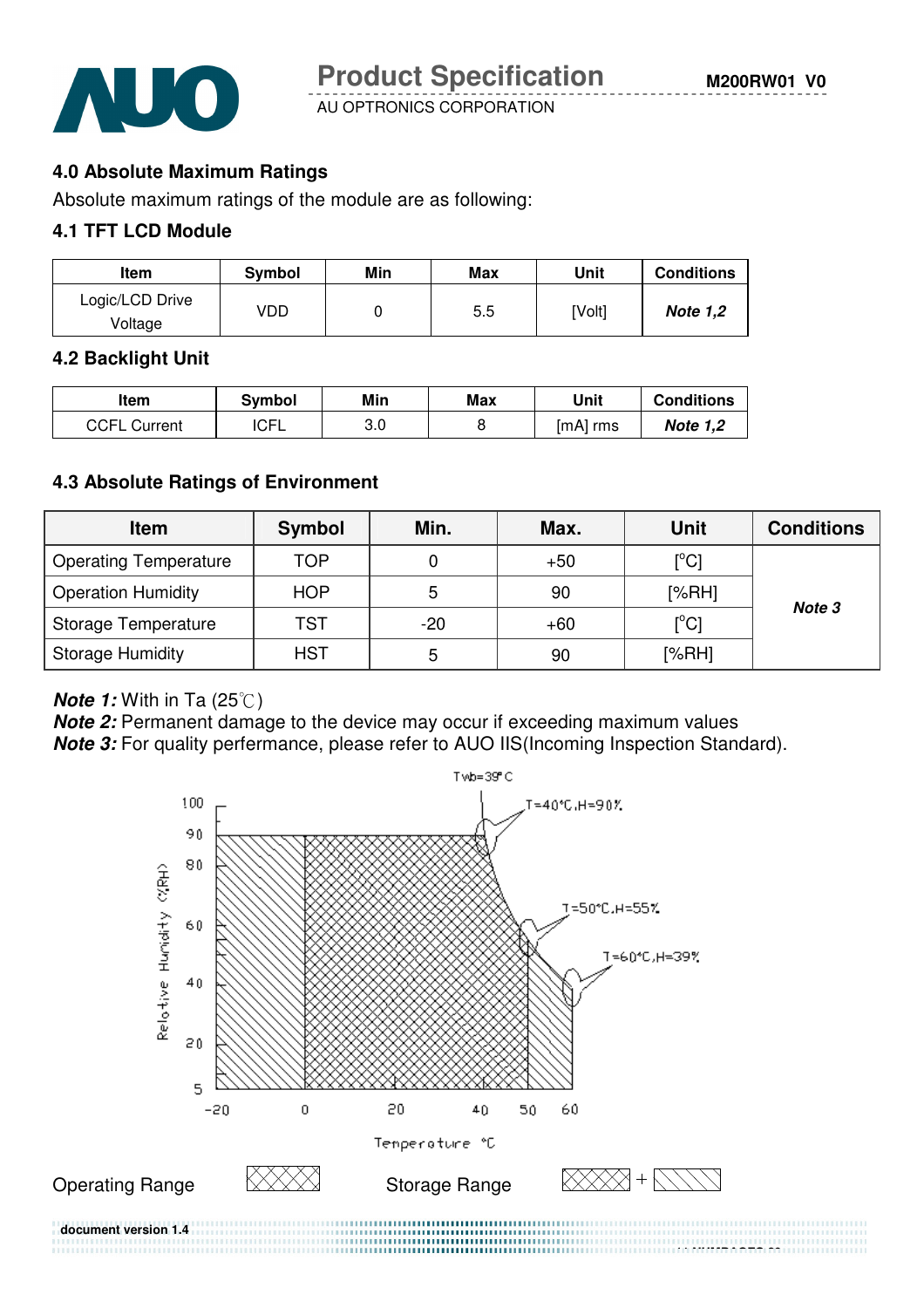## 4.0 Absolute Maximum Ratings

Absolute maximum ratings of the module are as following:

### 4.1 TFT LCD Module

| Item | Symbol | Min | Max | Unit | Conditions |
|---|---|---|---|---|---|
| Logic/LCD Drive Voltage | VDD | 0 | 5.5 | [Volt] | ***Note 1,2*** |

### 4.2 Backlight Unit

| Item | Symbol | Min | Max | Unit | Conditions |
|---|---|---|---|---|---|
| CCFL Current | ICFL | 3.0 | 8 | [mA] rms | ***Note 1,2*** |

### 4.3 Absolute Ratings of Environment

| Item | Symbol | Min. | Max. | Unit | Conditions |
|---|---|---|---|---|---|
| Operating Temperature | TOP | 0 | +50 | [°C] | ***Note 3*** |
| Operation Humidity | HOP | 5 | 90 | [%RH] | |
| Storage Temperature | TST | -20 | +60 | [°C] | |
| Storage Humidity | HST | 5 | 90 | [%RH] | |

***Note 1:*** With in Ta (25℃)
***Note 2:*** Permanent damage to the device may occur if exceeding maximum values
***Note 3:*** For quality perfermance, please refer to AUO IIS(Incoming Inspection Standard).

Twb=39°C

T=40°C,H=90%

T=50°C,H=55%

T=60°C,H=39%

Relative Humidity (%RH)

Temperature °C

Operating Range

Storage Range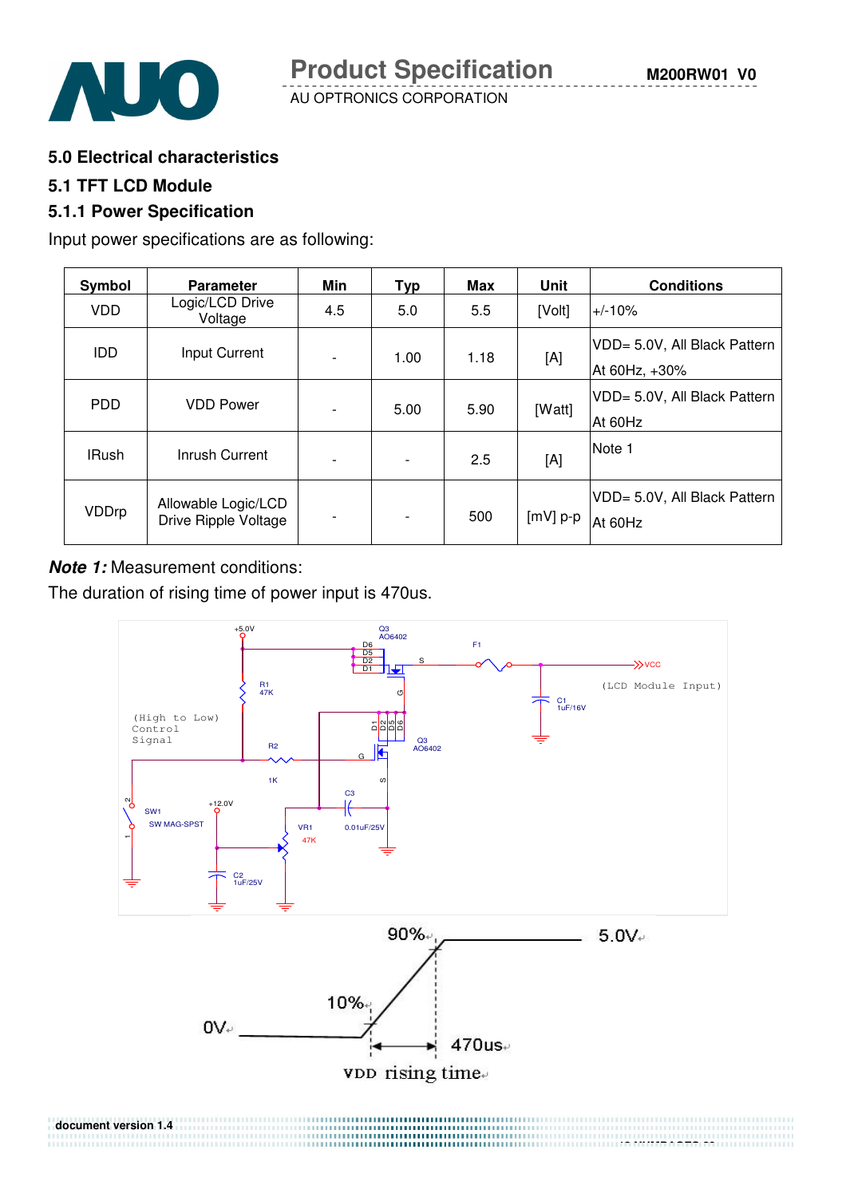# 5.0 Electrical characteristics

## 5.1 TFT LCD Module

### 5.1.1 Power Specification

Input power specifications are as following:

| Symbol | Parameter | Min | Typ | Max | Unit | Conditions |
|---|---|---|---|---|---|---|
| VDD | Logic/LCD Drive Voltage | 4.5 | 5.0 | 5.5 | [Volt] | +/-10% |
| IDD | Input Current | - | 1.00 | 1.18 | [A] | VDD= 5.0V, All Black Pattern At 60Hz, +30% |
| PDD | VDD Power | - | 5.00 | 5.90 | [Watt] | VDD= 5.0V, All Black Pattern At 60Hz |
| IRush | Inrush Current | - | - | 2.5 | [A] | Note 1 |
| VDDrp | Allowable Logic/LCD Drive Ripple Voltage | - | - | 500 | [mV] p-p | VDD= 5.0V, All Black Pattern At 60Hz |

***Note 1:*** Measurement conditions:

The duration of rising time of power input is 470us.

VDD rising time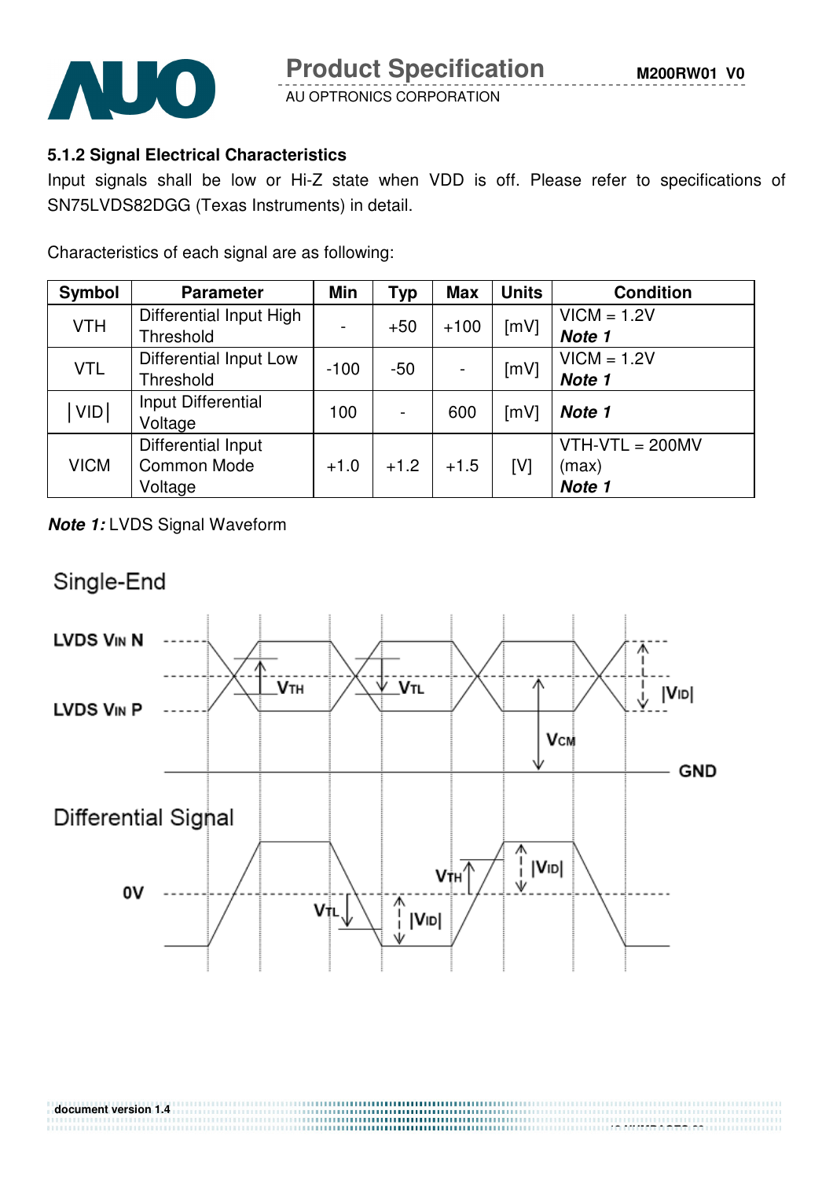### 5.1.2 Signal Electrical Characteristics

Input signals shall be low or Hi-Z state when VDD is off. Please refer to specifications of SN75LVDS82DGG (Texas Instruments) in detail.

Characteristics of each signal are as following:

| Symbol | Parameter | Min | Typ | Max | Units | Condition |
|---|---|---|---|---|---|---|
| VTH | Differential Input High Threshold | - | +50 | +100 | [mV] | VICM = 1.2V ***Note 1*** |
| VTL | Differential Input Low Threshold | -100 | -50 | - | [mV] | VICM = 1.2V ***Note 1*** |
| \|VID\| | Input Differential Voltage | 100 | - | 600 | [mV] | ***Note 1*** |
| VICM | Differential Input Common Mode Voltage | +1.0 | +1.2 | +1.5 | [V] | VTH-VTL = 200MV (max) ***Note 1*** |

***Note 1:*** LVDS Signal Waveform

Single-End

LVDS VIN N

LVDS VIN P

VTH VTL VCM |VID| GND

Differential Signal

0V

VTH VTL |VID|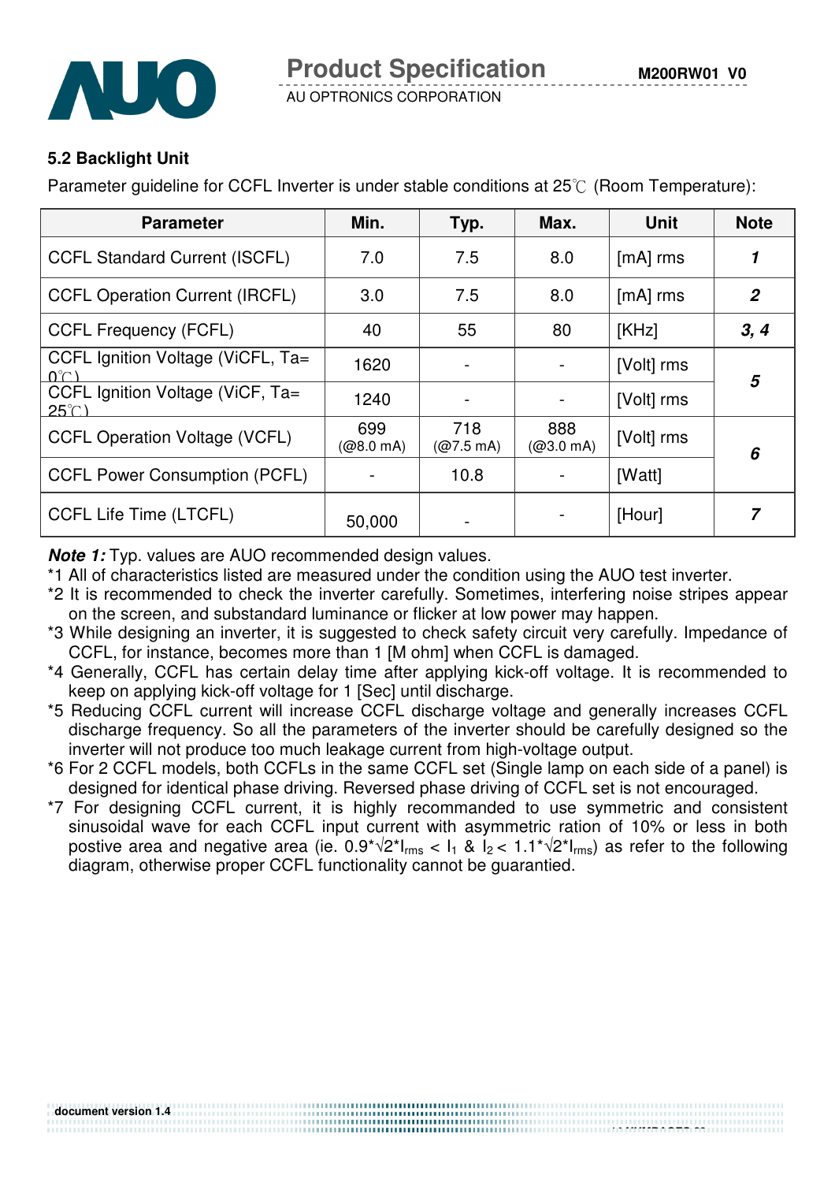### 5.2 Backlight Unit

Parameter guideline for CCFL Inverter is under stable conditions at 25℃ (Room Temperature):

| Parameter | Min. | Typ. | Max. | Unit | Note |
|---|---|---|---|---|---|
| CCFL Standard Current (ISCFL) | 7.0 | 7.5 | 8.0 | [mA] rms | ***1*** |
| CCFL Operation Current (IRCFL) | 3.0 | 7.5 | 8.0 | [mA] rms | ***2*** |
| CCFL Frequency (FCFL) | 40 | 55 | 80 | [KHz] | ***3, 4*** |
| CCFL Ignition Voltage (ViCFL, Ta= 0℃) | 1620 | - | - | [Volt] rms | ***5*** |
| CCFL Ignition Voltage (ViCF, Ta= 25℃) | 1240 | - | - | [Volt] rms | |
| CCFL Operation Voltage (VCFL) | 699 (@8.0 mA) | 718 (@7.5 mA) | 888 (@3.0 mA) | [Volt] rms | ***6*** |
| CCFL Power Consumption (PCFL) | - | 10.8 | - | [Watt] | |
| CCFL Life Time (LTCFL) | 50,000 | - | - | [Hour] | ***7*** |

***Note 1:*** Typ. values are AUO recommended design values.

*1 All of characteristics listed are measured under the condition using the AUO test inverter.

*2 It is recommended to check the inverter carefully. Sometimes, interfering noise stripes appear on the screen, and substandard luminance or flicker at low power may happen.

*3 While designing an inverter, it is suggested to check safety circuit very carefully. Impedance of CCFL, for instance, becomes more than 1 [M ohm] when CCFL is damaged.

*4 Generally, CCFL has certain delay time after applying kick-off voltage. It is recommended to keep on applying kick-off voltage for 1 [Sec] until discharge.

*5 Reducing CCFL current will increase CCFL discharge voltage and generally increases CCFL discharge frequency. So all the parameters of the inverter should be carefully designed so the inverter will not produce too much leakage current from high-voltage output.

*6 For 2 CCFL models, both CCFLs in the same CCFL set (Single lamp on each side of a panel) is designed for identical phase driving. Reversed phase driving of CCFL set is not encouraged.

*7 For designing CCFL current, it is highly recommanded to use symmetric and consistent sinusoidal wave for each CCFL input current with asymmetric ration of 10% or less in both postive area and negative area (ie. $0.9*\sqrt{2}*I_{rms} < I_1$ & $I_2 < 1.1*\sqrt{2}*I_{rms}$) as refer to the following diagram, otherwise proper CCFL functionality cannot be guarantied.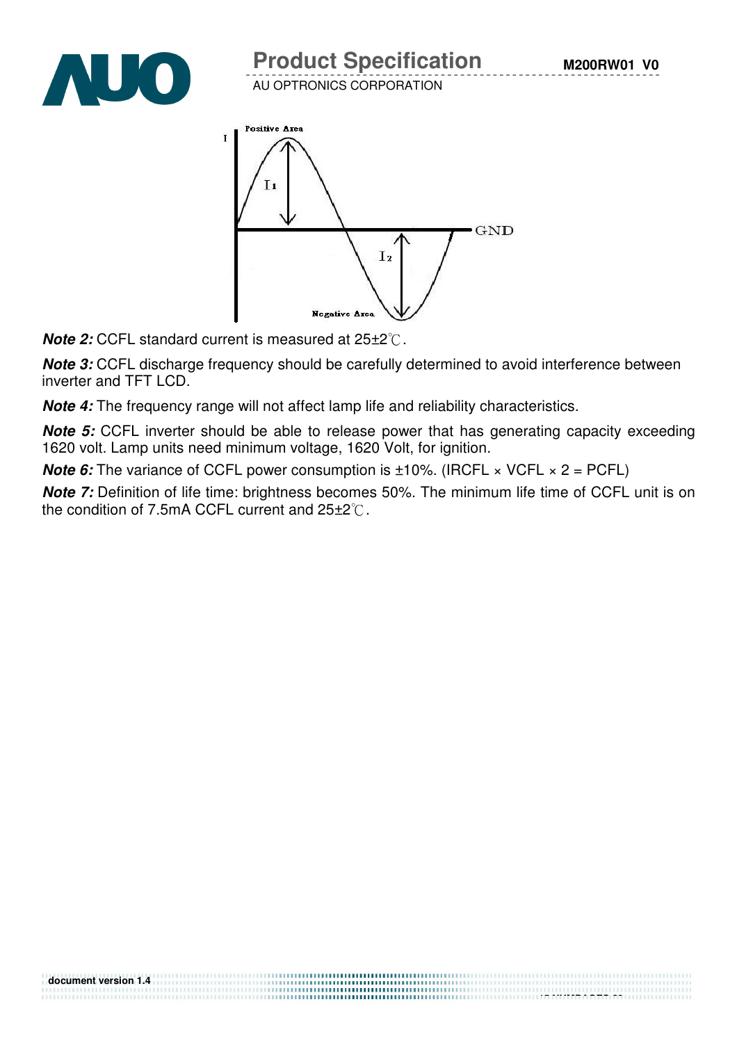**Note 2:** CCFL standard current is measured at 25±2℃.

**Note 3:** CCFL discharge frequency should be carefully determined to avoid interference between inverter and TFT LCD.

**Note 4:** The frequency range will not affect lamp life and reliability characteristics.

**Note 5:** CCFL inverter should be able to release power that has generating capacity exceeding 1620 volt. Lamp units need minimum voltage, 1620 Volt, for ignition.

**Note 6:** The variance of CCFL power consumption is ±10%. (IRCFL × VCFL × 2 = PCFL)

**Note 7:** Definition of life time: brightness becomes 50%. The minimum life time of CCFL unit is on the condition of 7.5mA CCFL current and 25±2℃.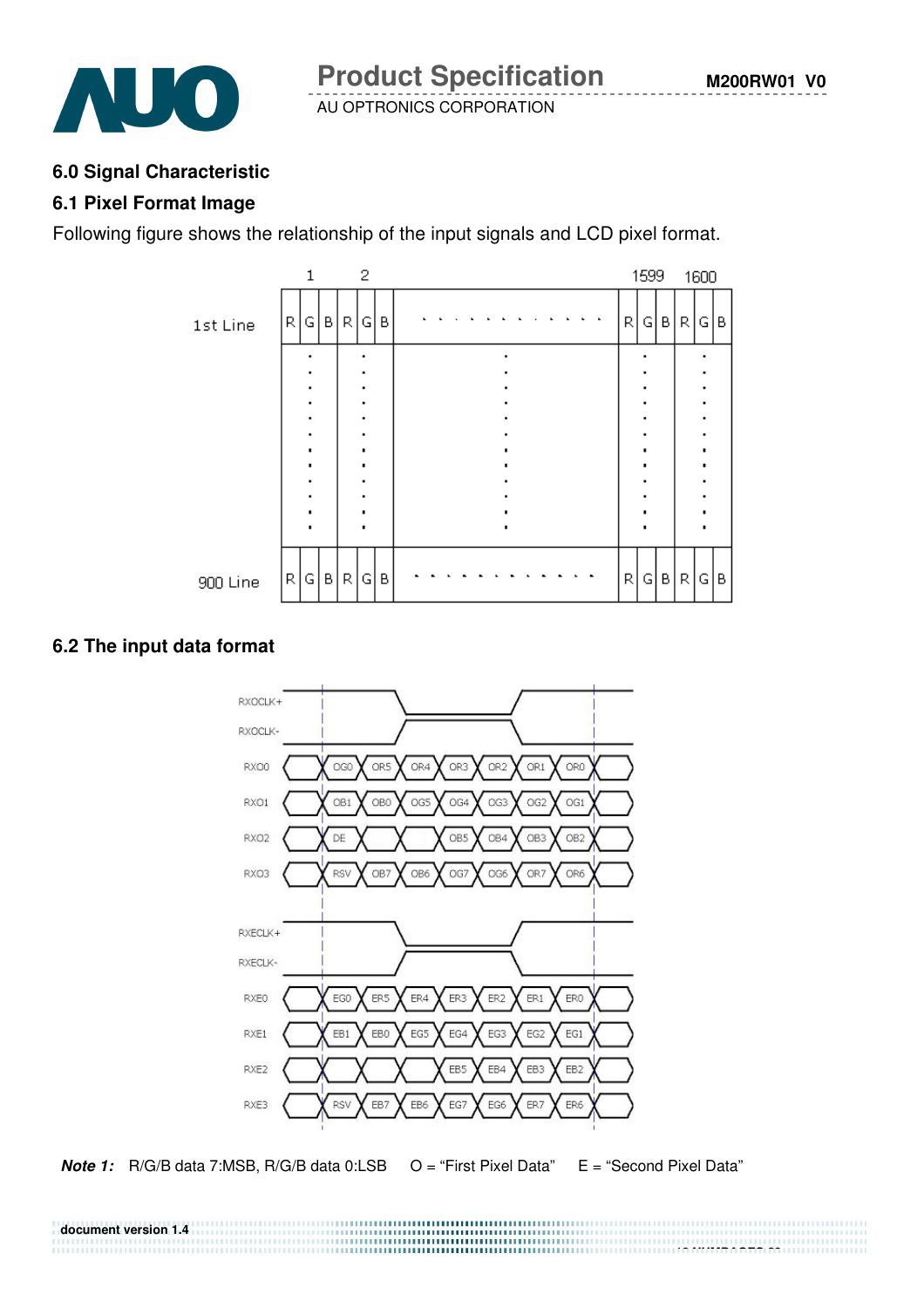## 6.0 Signal Characteristic

### 6.1 Pixel Format Image

Following figure shows the relationship of the input signals and LCD pixel format.

|  | 1 | | | 2 | | | | 1599 | | | 1600 | | |
|---|---|---|---|---|---|---|---|---|---|---|---|---|---|
| 1st Line | R | G | B | R | G | B | . . . . . . . . . . . . | R | G | B | R | G | B |
| ⋮ | ⋮ | | | ⋮ | | | ⋮ | ⋮ | | | ⋮ | | |
| 900 Line | R | G | B | R | G | B | . . . . . . . . . . . . | R | G | B | R | G | B |

### 6.2 The input data format

| Signal | | | | | | | |
|---|---|---|---|---|---|---|---|
| RXO0 | OG0 | OR5 | OR4 | OR3 | OR2 | OR1 | OR0 |
| RXO1 | OB1 | OB0 | OG5 | OG4 | OG3 | OG2 | OG1 |
| RXO2 | DE | | | OB5 | OB4 | OB3 | OB2 |
| RXO3 | RSV | OB7 | OB6 | OG7 | OG6 | OR7 | OR6 |
| RXE0 | EG0 | ER5 | ER4 | ER3 | ER2 | ER1 | ER0 |
| RXE1 | EB1 | EB0 | EG5 | EG4 | EG3 | EG2 | EG1 |
| RXE2 | | | | EB5 | EB4 | EB3 | EB2 |
| RXE3 | RSV | EB7 | EB6 | EG7 | EG6 | ER7 | ER6 |

(Clock signals: RXOCLK+, RXOCLK-, RXECLK+, RXECLK-)

***Note 1:*** R/G/B data 7:MSB, R/G/B data 0:LSB  O = "First Pixel Data"  E = "Second Pixel Data"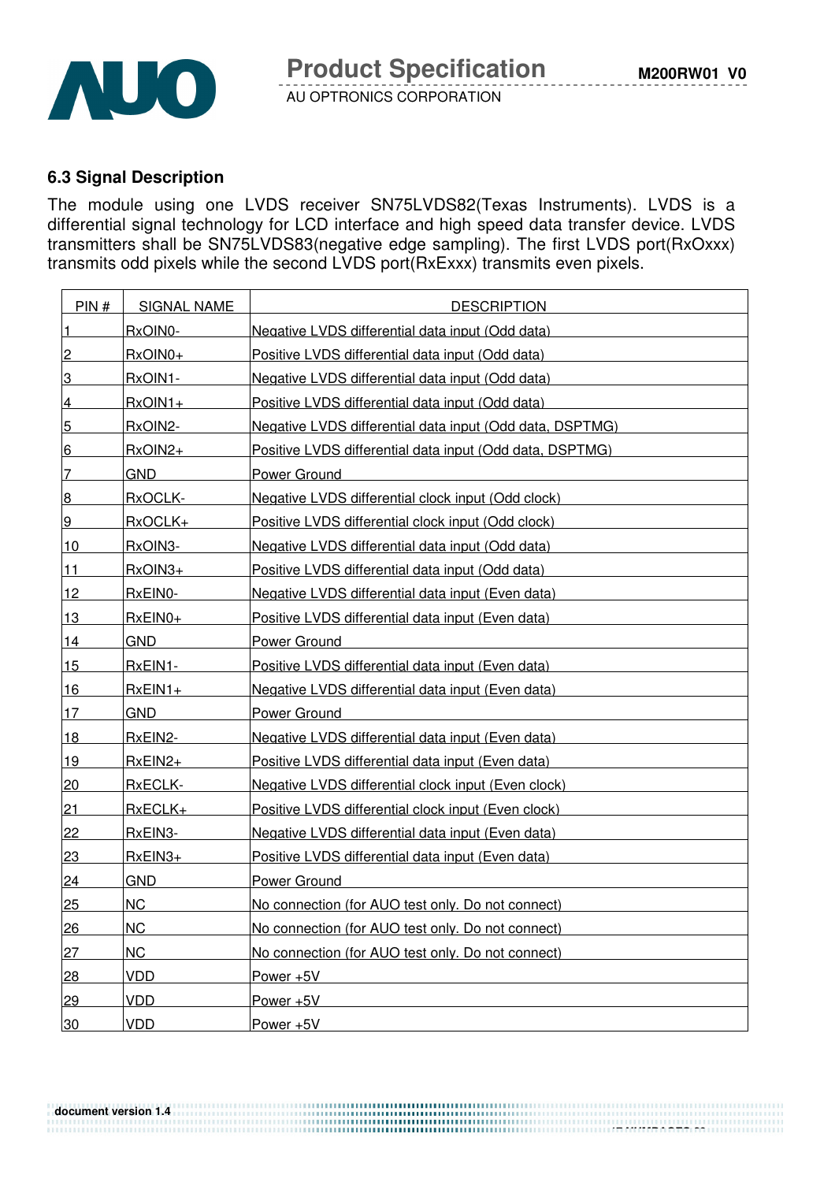### 6.3 Signal Description

The module using one LVDS receiver SN75LVDS82(Texas Instruments). LVDS is a differential signal technology for LCD interface and high speed data transfer device. LVDS transmitters shall be SN75LVDS83(negative edge sampling). The first LVDS port(RxOxxx) transmits odd pixels while the second LVDS port(RxExxx) transmits even pixels.

| PIN # | SIGNAL NAME | DESCRIPTION |
|---|---|---|
| 1 | RxOIN0- | Negative LVDS differential data input (Odd data) |
| 2 | RxOIN0+ | Positive LVDS differential data input (Odd data) |
| 3 | RxOIN1- | Negative LVDS differential data input (Odd data) |
| 4 | RxOIN1+ | Positive LVDS differential data input (Odd data) |
| 5 | RxOIN2- | Negative LVDS differential data input (Odd data, DSPTMG) |
| 6 | RxOIN2+ | Positive LVDS differential data input (Odd data, DSPTMG) |
| 7 | GND | Power Ground |
| 8 | RxOCLK- | Negative LVDS differential clock input (Odd clock) |
| 9 | RxOCLK+ | Positive LVDS differential clock input (Odd clock) |
| 10 | RxOIN3- | Negative LVDS differential data input (Odd data) |
| 11 | RxOIN3+ | Positive LVDS differential data input (Odd data) |
| 12 | RxEIN0- | Negative LVDS differential data input (Even data) |
| 13 | RxEIN0+ | Positive LVDS differential data input (Even data) |
| 14 | GND | Power Ground |
| 15 | RxEIN1- | Positive LVDS differential data input (Even data) |
| 16 | RxEIN1+ | Negative LVDS differential data input (Even data) |
| 17 | GND | Power Ground |
| 18 | RxEIN2- | Negative LVDS differential data input (Even data) |
| 19 | RxEIN2+ | Positive LVDS differential data input (Even data) |
| 20 | RxECLK- | Negative LVDS differential clock input (Even clock) |
| 21 | RxECLK+ | Positive LVDS differential clock input (Even clock) |
| 22 | RxEIN3- | Negative LVDS differential data input (Even data) |
| 23 | RxEIN3+ | Positive LVDS differential data input (Even data) |
| 24 | GND | Power Ground |
| 25 | NC | No connection (for AUO test only. Do not connect) |
| 26 | NC | No connection (for AUO test only. Do not connect) |
| 27 | NC | No connection (for AUO test only. Do not connect) |
| 28 | VDD | Power +5V |
| 29 | VDD | Power +5V |
| 30 | VDD | Power +5V |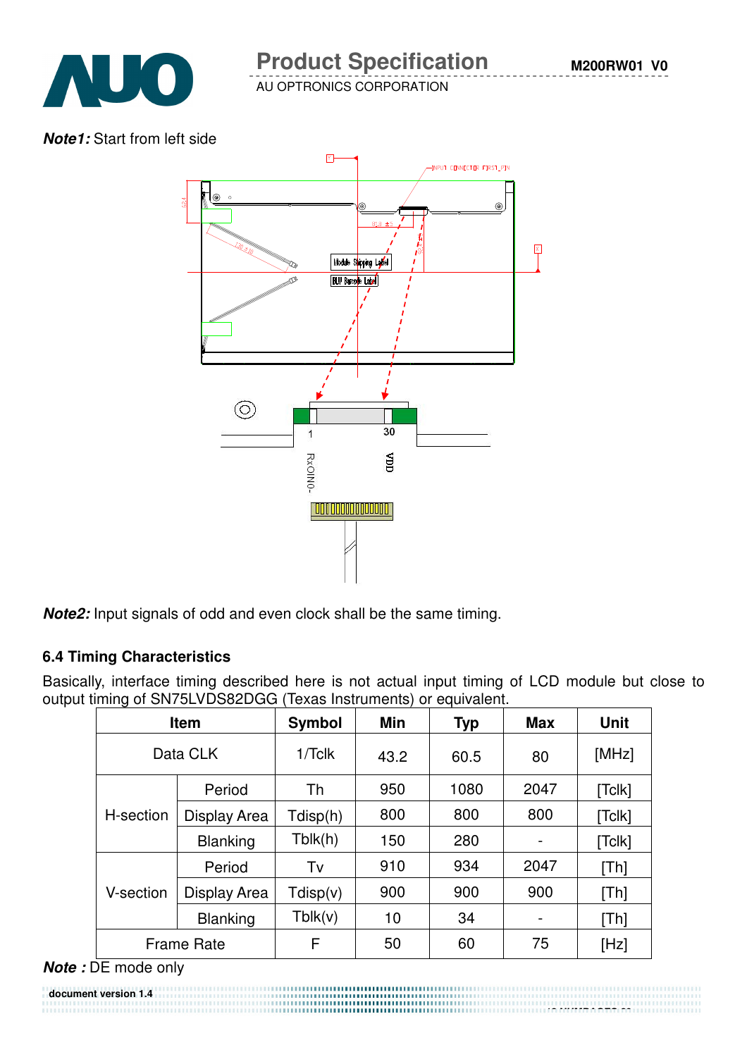***Note1:*** Start from left side

***Note2:*** Input signals of odd and even clock shall be the same timing.

### 6.4 Timing Characteristics

Basically, interface timing described here is not actual input timing of LCD module but close to output timing of SN75LVDS82DGG (Texas Instruments) or equivalent.

| Item | | Symbol | Min | Typ | Max | Unit |
|---|---|---|---|---|---|---|
| Data CLK | | 1/Tclk | 43.2 | 60.5 | 80 | [MHz] |
| H-section | Period | Th | 950 | 1080 | 2047 | [Tclk] |
| | Display Area | Tdisp(h) | 800 | 800 | 800 | [Tclk] |
| | Blanking | Tblk(h) | 150 | 280 | - | [Tclk] |
| V-section | Period | Tv | 910 | 934 | 2047 | [Th] |
| | Display Area | Tdisp(v) | 900 | 900 | 900 | [Th] |
| | Blanking | Tblk(v) | 10 | 34 | - | [Th] |
| Frame Rate | | F | 50 | 60 | 75 | [Hz] |

***Note :*** DE mode only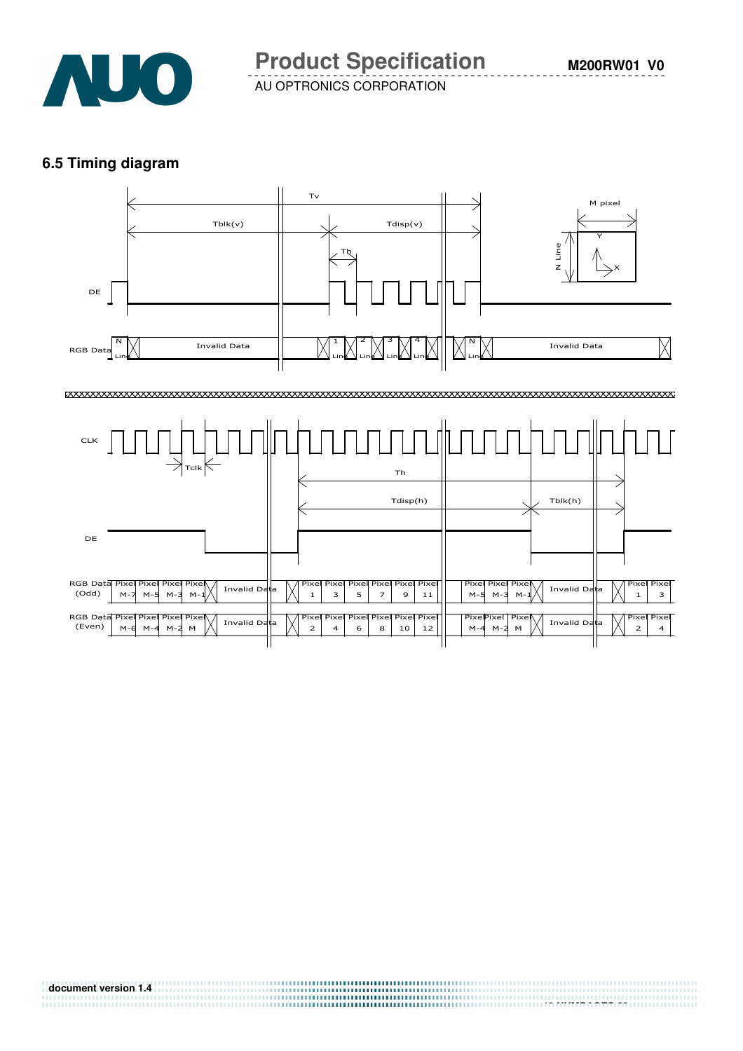## 6.5 Timing diagram

Tv

Tblk(v)

Tdisp(v)

Th

M pixel

N Line

Y

X

DE

RGB Data

N Line

Invalid Data

1 Line

2 Line

3 Line

4 Line

N Line

Invalid Data

CLK

Tclk

Th

Tdisp(h)

Tblk(h)

DE

RGB Data (Odd)

Pixel M-7 | Pixel M-5 | Pixel M-3 | Pixel M-1 | Invalid Data | Pixel 1 | Pixel 3 | Pixel 5 | Pixel 7 | Pixel 9 | Pixel 11 | Pixel M-5 | Pixel M-3 | Pixel M-1 | Invalid Data | Pixel 1 | Pixel 3

RGB Data (Even)

Pixel M-6 | Pixel M-4 | Pixel M-2 | Pixel M | Invalid Data | Pixel 2 | Pixel 4 | Pixel 6 | Pixel 8 | Pixel 10 | Pixel 12 | Pixel M-4 | Pixel M-2 | Pixel M | Invalid Data | Pixel 2 | Pixel 4

document version 1.4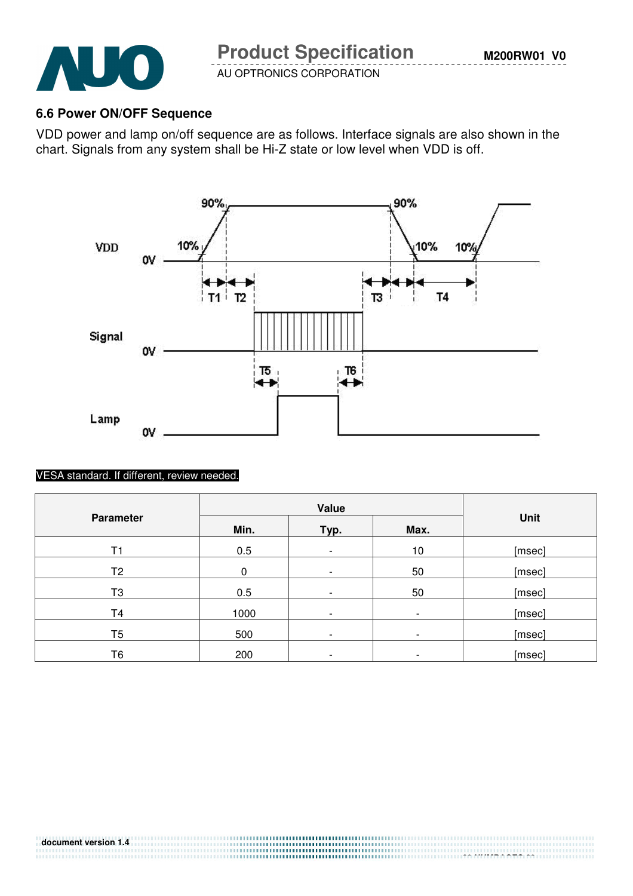### 6.6 Power ON/OFF Sequence

VDD power and lamp on/off sequence are as follows. Interface signals are also shown in the chart. Signals from any system shall be Hi-Z state or low level when VDD is off.

VESA standard. If different, review needed.

| Parameter | Value | | | Unit |
|---|---|---|---|---|
| | Min. | Typ. | Max. | |
| T1 | 0.5 | - | 10 | [msec] |
| T2 | 0 | - | 50 | [msec] |
| T3 | 0.5 | - | 50 | [msec] |
| T4 | 1000 | - | - | [msec] |
| T5 | 500 | - | - | [msec] |
| T6 | 200 | - | - | [msec] |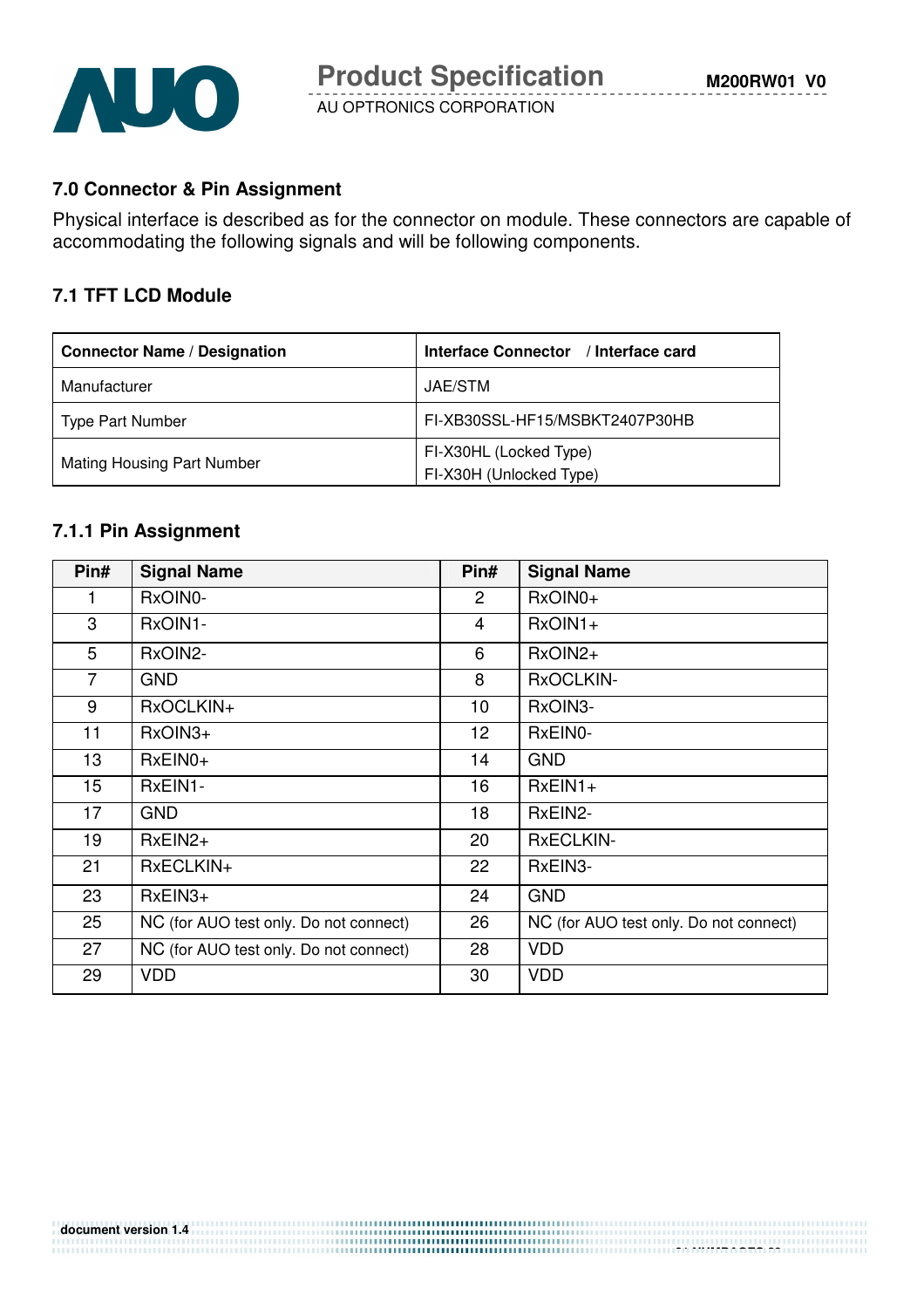## 7.0 Connector & Pin Assignment

Physical interface is described as for the connector on module. These connectors are capable of accommodating the following signals and will be following components.

### 7.1 TFT LCD Module

| Connector Name / Designation | Interface Connector / Interface card |
|---|---|
| Manufacturer | JAE/STM |
| Type Part Number | FI-XB30SSL-HF15/MSBKT2407P30HB |
| Mating Housing Part Number | FI-X30HL (Locked Type)<br>FI-X30H (Unlocked Type) |

### 7.1.1 Pin Assignment

| Pin# | Signal Name | Pin# | Signal Name |
|---|---|---|---|
| 1 | RxOIN0- | 2 | RxOIN0+ |
| 3 | RxOIN1- | 4 | RxOIN1+ |
| 5 | RxOIN2- | 6 | RxOIN2+ |
| 7 | GND | 8 | RxOCLKIN- |
| 9 | RxOCLKIN+ | 10 | RxOIN3- |
| 11 | RxOIN3+ | 12 | RxEIN0- |
| 13 | RxEIN0+ | 14 | GND |
| 15 | RxEIN1- | 16 | RxEIN1+ |
| 17 | GND | 18 | RxEIN2- |
| 19 | RxEIN2+ | 20 | RxECLKIN- |
| 21 | RxECLKIN+ | 22 | RxEIN3- |
| 23 | RxEIN3+ | 24 | GND |
| 25 | NC (for AUO test only. Do not connect) | 26 | NC (for AUO test only. Do not connect) |
| 27 | NC (for AUO test only. Do not connect) | 28 | VDD |
| 29 | VDD | 30 | VDD |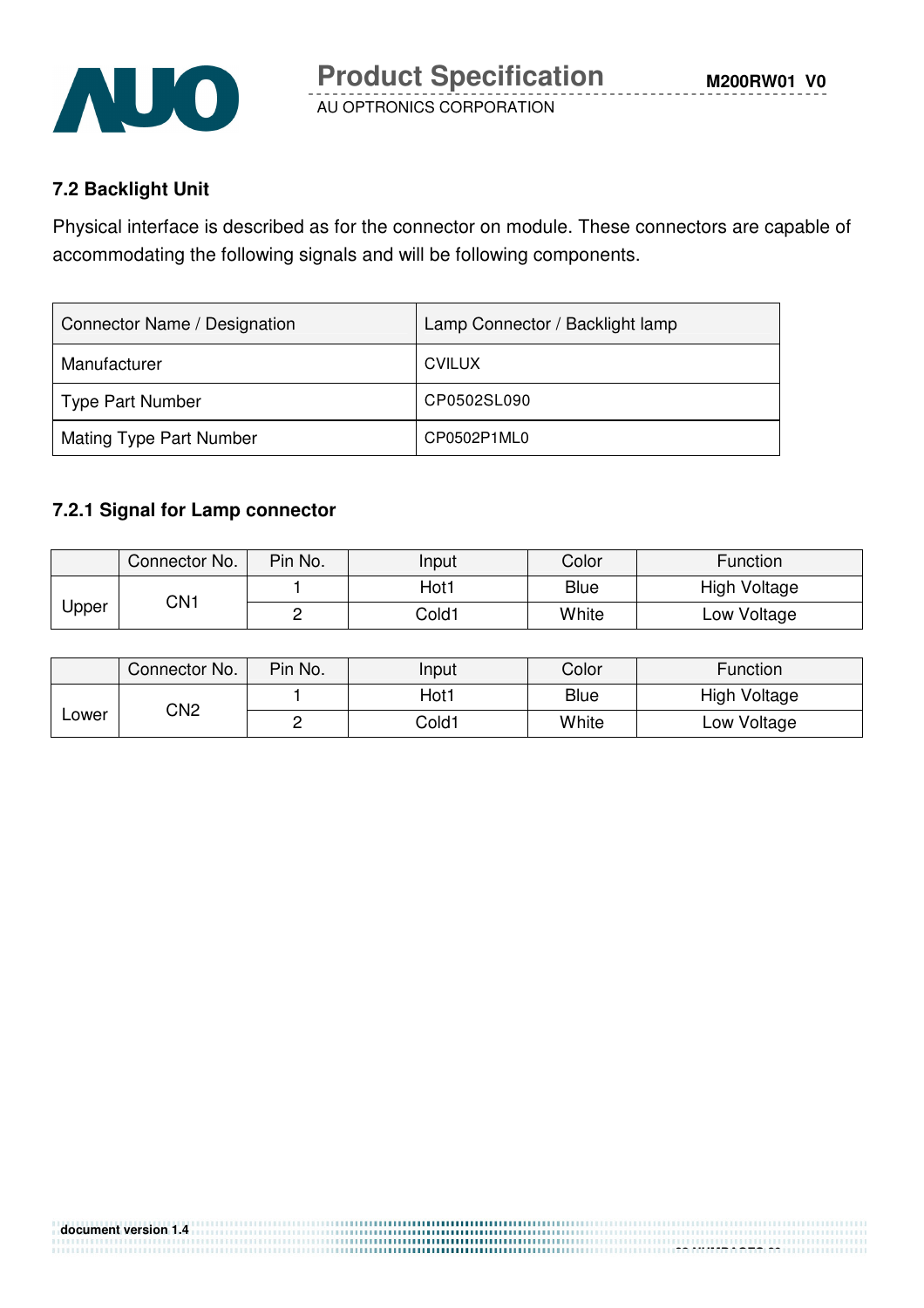### 7.2 Backlight Unit

Physical interface is described as for the connector on module. These connectors are capable of accommodating the following signals and will be following components.

| Connector Name / Designation | Lamp Connector / Backlight lamp |
|---|---|
| Manufacturer | CVILUX |
| Type Part Number | CP0502SL090 |
| Mating Type Part Number | CP0502P1ML0 |

#### 7.2.1 Signal for Lamp connector

| | Connector No. | Pin No. | Input | Color | Function |
|---|---|---|---|---|---|
| Upper | CN1 | 1 | Hot1 | Blue | High Voltage |
| | | 2 | Cold1 | White | Low Voltage |

| | Connector No. | Pin No. | Input | Color | Function |
|---|---|---|---|---|---|
| Lower | CN2 | 1 | Hot1 | Blue | High Voltage |
| | | 2 | Cold1 | White | Low Voltage |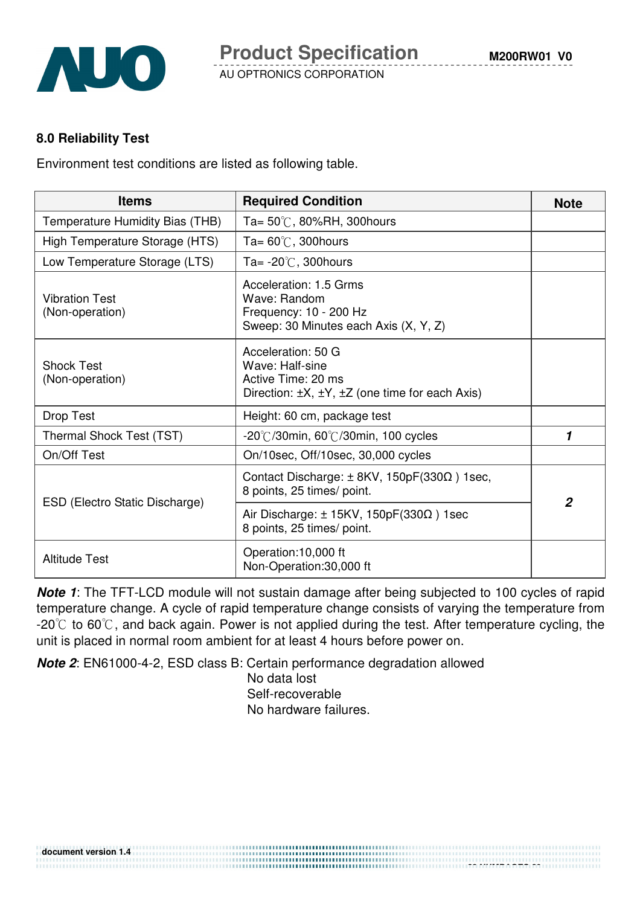## 8.0 Reliability Test

Environment test conditions are listed as following table.

| Items | Required Condition | Note |
|---|---|---|
| Temperature Humidity Bias (THB) | Ta= 50℃, 80%RH, 300hours | |
| High Temperature Storage (HTS) | Ta= 60℃, 300hours | |
| Low Temperature Storage (LTS) | Ta= -20℃, 300hours | |
| Vibration Test (Non-operation) | Acceleration: 1.5 Grms<br>Wave: Random<br>Frequency: 10 - 200 Hz<br>Sweep: 30 Minutes each Axis (X, Y, Z) | |
| Shock Test (Non-operation) | Acceleration: 50 G<br>Wave: Half-sine<br>Active Time: 20 ms<br>Direction: ±X, ±Y, ±Z (one time for each Axis) | |
| Drop Test | Height: 60 cm, package test | |
| Thermal Shock Test (TST) | -20℃/30min, 60℃/30min, 100 cycles | ***1*** |
| On/Off Test | On/10sec, Off/10sec, 30,000 cycles | |
| ESD (Electro Static Discharge) | Contact Discharge: ± 8KV, 150pF(330Ω ) 1sec, 8 points, 25 times/ point. | ***2*** |
| | Air Discharge: ± 15KV, 150pF(330Ω ) 1sec 8 points, 25 times/ point. | |
| Altitude Test | Operation:10,000 ft<br>Non-Operation:30,000 ft | |

***Note 1***: The TFT-LCD module will not sustain damage after being subjected to 100 cycles of rapid temperature change. A cycle of rapid temperature change consists of varying the temperature from -20℃ to 60℃, and back again. Power is not applied during the test. After temperature cycling, the unit is placed in normal room ambient for at least 4 hours before power on.

***Note 2***: EN61000-4-2, ESD class B: Certain performance degradation allowed
No data lost
Self-recoverable
No hardware failures.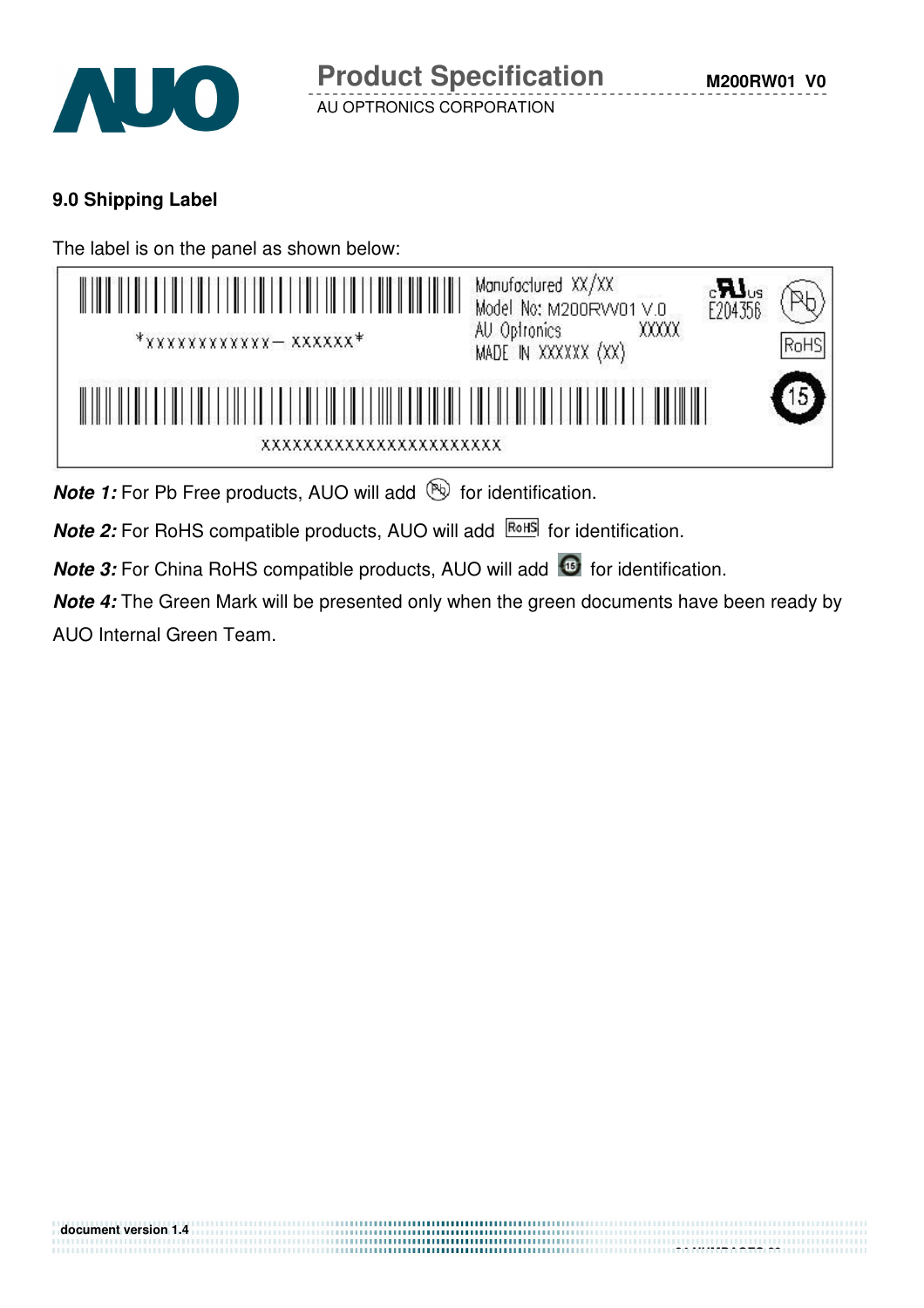## 9.0 Shipping Label

The label is on the panel as shown below:

*xxxxxxxxxxxx– xxxxxx*

Manufactured XX/XX
Model No: M200RW01 V.0
AU Optronics XXXXX
MADE IN XXXXXX (XX)

E204356

Pb

RoHS

15

XXXXXXXXXXXXXXXXXXXXXXXX

***Note 1:*** For Pb Free products, AUO will add (Pb) for identification.

***Note 2:*** For RoHS compatible products, AUO will add RoHS for identification.

***Note 3:*** For China RoHS compatible products, AUO will add (15) for identification.

***Note 4:*** The Green Mark will be presented only when the green documents have been ready by AUO Internal Green Team.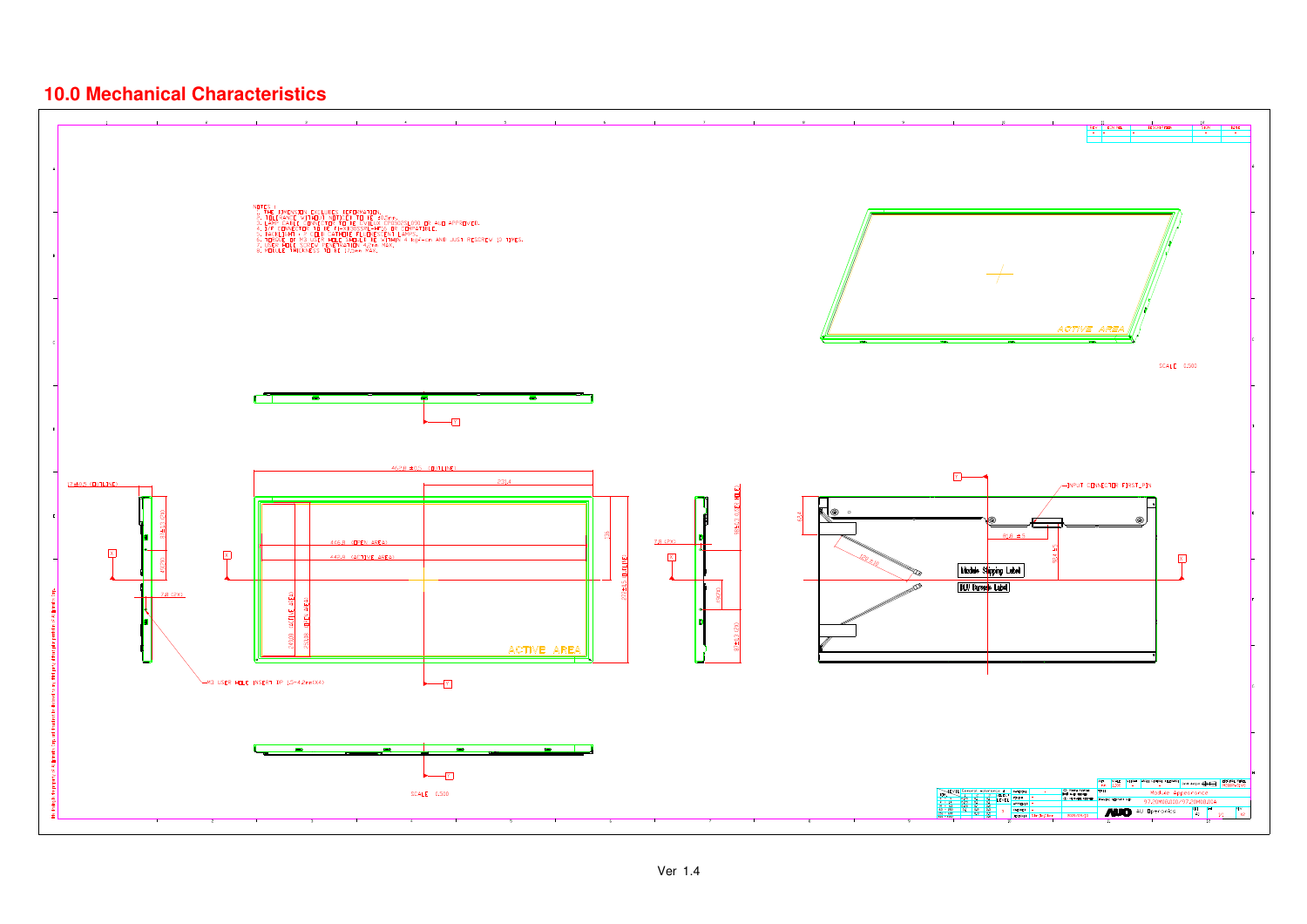## 10.0 Mechanical Characteristics

NOTES :
1. THE DIMENSION EXCLUDES DEFORMATION.
2. TOLERANCE WITHOUT NOTICED TO BE ±0.5mm.
3. LAMP CABLE CONNECTOR TO BE JVILINK CP0303S100 OR AUO APPROVED.
4. I/F CONNECTOR TO BE FI-X30SSRL-HF25 OR COMPATIBLE.
5. BACKLIGHT : 2 COLD CATHODE FLUORESCENT LAMPS.
6. TORQUE OF M3 USER HOLE SHOULD BE WITHIN 4 kgf-cm AND JUST RESCREW 10 TIMES.
7. USER HOLE SCREW PENETRATION 4.2mm MAX.
8. MODULE THICKNESS TO BE 17.5mm MAX.

SCALE 0.500

460.0 ±0.5 (OUTLINE)

17.4±0.5 (OUTLINE)

446.8 (OPEN AREA)

442.8 (ACTIVE AREA)

M3 USER HOLE INSERT OF L=4.2mm(X4)

ACTIVE AREA

INPUT CONNECTOR FIRST PIN

Module Shipping Label

AUO Barcode Label

SCALE 0.500

Module Appearance

AU Optronics